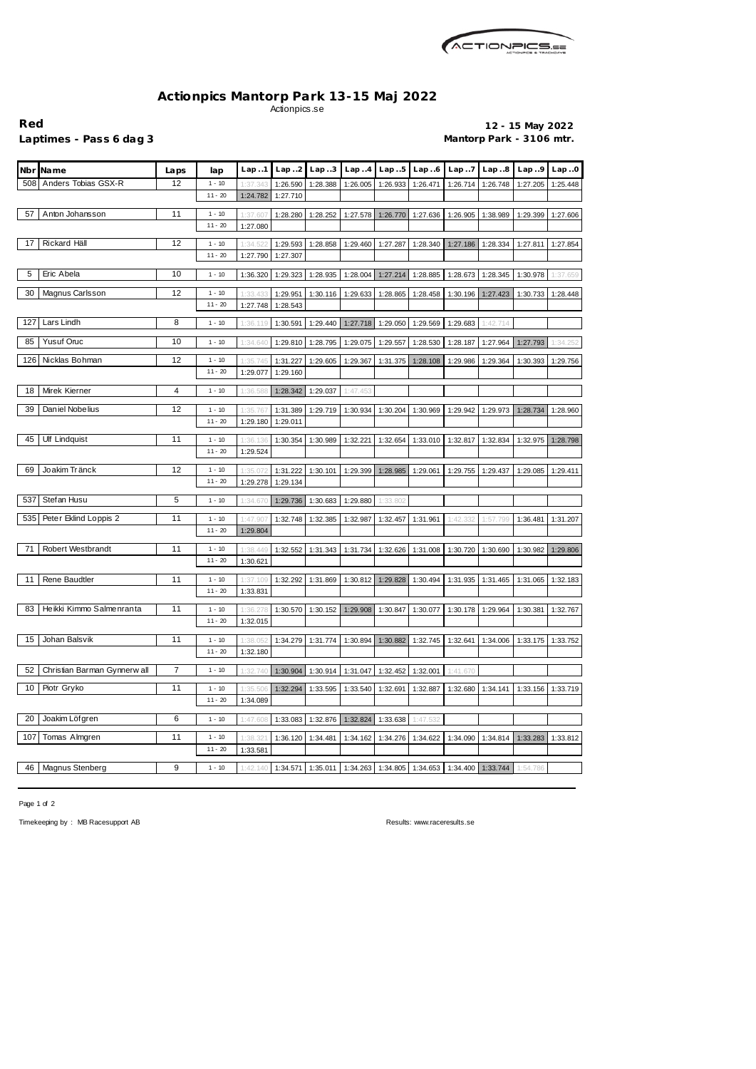# Actionpics Mantorp Park 13-15 Maj 2022

Actionpics.se

**Red**
**Laptimes - Pass 6 dag 3**

**12 - 15 May 2022**
**Mantorp Park - 3106 mtr.**

| Nbr | Name | Laps | lap | Lap..1 | Lap..2 | Lap..3 | Lap..4 | Lap..5 | Lap..6 | Lap..7 | Lap..8 | Lap..9 | Lap..0 |
|---|---|---|---|---|---|---|---|---|---|---|---|---|---|
| 508 | Anders Tobias GSX-R | 12 | 1 - 10 | 1:37.343 | 1:26.590 | 1:28.388 | 1:26.005 | 1:26.933 | 1:26.471 | 1:26.714 | 1:26.748 | 1:27.205 | 1:25.448 |
| | | | 11 - 20 | 1:24.782 | 1:27.710 | | | | | | | | |
| 57 | Anton Johansson | 11 | 1 - 10 | 1:37.607 | 1:28.280 | 1:28.252 | 1:27.578 | 1:26.770 | 1:27.636 | 1:26.905 | 1:38.989 | 1:29.399 | 1:27.606 |
| | | | 11 - 20 | 1:27.080 | | | | | | | | | |
| 17 | Rickard Häll | 12 | 1 - 10 | 1:34.522 | 1:29.593 | 1:28.858 | 1:29.460 | 1:27.287 | 1:28.340 | 1:27.186 | 1:28.334 | 1:27.811 | 1:27.854 |
| | | | 11 - 20 | 1:27.790 | 1:27.307 | | | | | | | | |
| 5 | Eric Abela | 10 | 1 - 10 | 1:36.320 | 1:29.323 | 1:28.935 | 1:28.004 | 1:27.214 | 1:28.885 | 1:28.673 | 1:28.345 | 1:30.978 | 1:37.659 |
| 30 | Magnus Carlsson | 12 | 1 - 10 | 1:33.433 | 1:29.951 | 1:30.116 | 1:29.633 | 1:28.865 | 1:28.458 | 1:30.196 | 1:27.423 | 1:30.733 | 1:28.448 |
| | | | 11 - 20 | 1:27.748 | 1:28.543 | | | | | | | | |
| 127 | Lars Lindh | 8 | 1 - 10 | 1:36.119 | 1:30.591 | 1:29.440 | 1:27.718 | 1:29.050 | 1:29.569 | 1:29.683 | 1:42.714 | | |
| 85 | Yusuf Oruc | 10 | 1 - 10 | 1:34.640 | 1:29.810 | 1:28.795 | 1:29.075 | 1:29.557 | 1:28.530 | 1:28.187 | 1:27.964 | 1:27.793 | 1:34.252 |
| 126 | Nicklas Bohman | 12 | 1 - 10 | 1:35.745 | 1:31.227 | 1:29.605 | 1:29.367 | 1:31.375 | 1:28.108 | 1:29.986 | 1:29.364 | 1:30.393 | 1:29.756 |
| | | | 11 - 20 | 1:29.077 | 1:29.160 | | | | | | | | |
| 18 | Mirek Kierner | 4 | 1 - 10 | 1:36.588 | 1:28.342 | 1:29.037 | 1:47.453 | | | | | | |
| 39 | Daniel Nobelius | 12 | 1 - 10 | 1:35.767 | 1:31.389 | 1:29.719 | 1:30.934 | 1:30.204 | 1:30.969 | 1:29.942 | 1:29.973 | 1:28.734 | 1:28.960 |
| | | | 11 - 20 | 1:29.180 | 1:29.011 | | | | | | | | |
| 45 | Ulf Lindquist | 11 | 1 - 10 | 1:36.136 | 1:30.354 | 1:30.989 | 1:32.221 | 1:32.654 | 1:33.010 | 1:32.817 | 1:32.834 | 1:32.975 | 1:28.798 |
| | | | 11 - 20 | 1:29.524 | | | | | | | | | |
| 69 | Joakim Tränck | 12 | 1 - 10 | 1:35.072 | 1:31.222 | 1:30.101 | 1:29.399 | 1:28.985 | 1:29.061 | 1:29.755 | 1:29.437 | 1:29.085 | 1:29.411 |
| | | | 11 - 20 | 1:29.278 | 1:29.134 | | | | | | | | |
| 537 | Stefan Husu | 5 | 1 - 10 | 1:34.670 | 1:29.736 | 1:30.683 | 1:29.880 | 1:33.802 | | | | | |
| 535 | Peter Eklind Loppis 2 | 11 | 1 - 10 | 1:47.907 | 1:32.748 | 1:32.385 | 1:32.987 | 1:32.457 | 1:31.961 | 1:42.332 | 1:57.799 | 1:36.481 | 1:31.207 |
| | | | 11 - 20 | 1:29.804 | | | | | | | | | |
| 71 | Robert Westbrandt | 11 | 1 - 10 | 1:38.449 | 1:32.552 | 1:31.343 | 1:31.734 | 1:32.626 | 1:31.008 | 1:30.720 | 1:30.690 | 1:30.982 | 1:29.806 |
| | | | 11 - 20 | 1:30.621 | | | | | | | | | |
| 11 | Rene Baudtler | 11 | 1 - 10 | 1:37.109 | 1:32.292 | 1:31.869 | 1:30.812 | 1:29.828 | 1:30.494 | 1:31.935 | 1:31.465 | 1:31.065 | 1:32.183 |
| | | | 11 - 20 | 1:33.831 | | | | | | | | | |
| 83 | Heikki Kimmo Salmenranta | 11 | 1 - 10 | 1:36.278 | 1:30.570 | 1:30.152 | 1:29.908 | 1:30.847 | 1:30.077 | 1:30.178 | 1:29.964 | 1:30.381 | 1:32.767 |
| | | | 11 - 20 | 1:32.015 | | | | | | | | | |
| 15 | Johan Balsvik | 11 | 1 - 10 | 1:38.052 | 1:34.279 | 1:31.774 | 1:30.894 | 1:30.882 | 1:32.745 | 1:32.641 | 1:34.006 | 1:33.175 | 1:33.752 |
| | | | 11 - 20 | 1:32.180 | | | | | | | | | |
| 52 | Christian Barman Gynnerwall | 7 | 1 - 10 | 1:32.740 | 1:30.904 | 1:30.914 | 1:31.047 | 1:32.452 | 1:32.001 | 1:41.670 | | | |
| 10 | Piotr Gryko | 11 | 1 - 10 | 1:35.506 | 1:32.294 | 1:33.595 | 1:33.540 | 1:32.691 | 1:32.887 | 1:32.680 | 1:34.141 | 1:33.156 | 1:33.719 |
| | | | 11 - 20 | 1:34.089 | | | | | | | | | |
| 20 | Joakim Löfgren | 6 | 1 - 10 | 1:47.608 | 1:33.083 | 1:32.876 | 1:32.824 | 1:33.638 | 1:47.532 | | | | |
| 107 | Tomas Almgren | 11 | 1 - 10 | 1:38.321 | 1:36.120 | 1:34.481 | 1:34.162 | 1:34.276 | 1:34.622 | 1:34.090 | 1:34.814 | 1:33.283 | 1:33.812 |
| | | | 11 - 20 | 1:33.581 | | | | | | | | | |
| 46 | Magnus Stenberg | 9 | 1 - 10 | 1:42.140 | 1:34.571 | 1:35.011 | 1:34.263 | 1:34.805 | 1:34.653 | 1:34.400 | 1:33.744 | 1:54.786 | |

Timekeeping by : MB Racesupport AB

Results: www.raceresults.se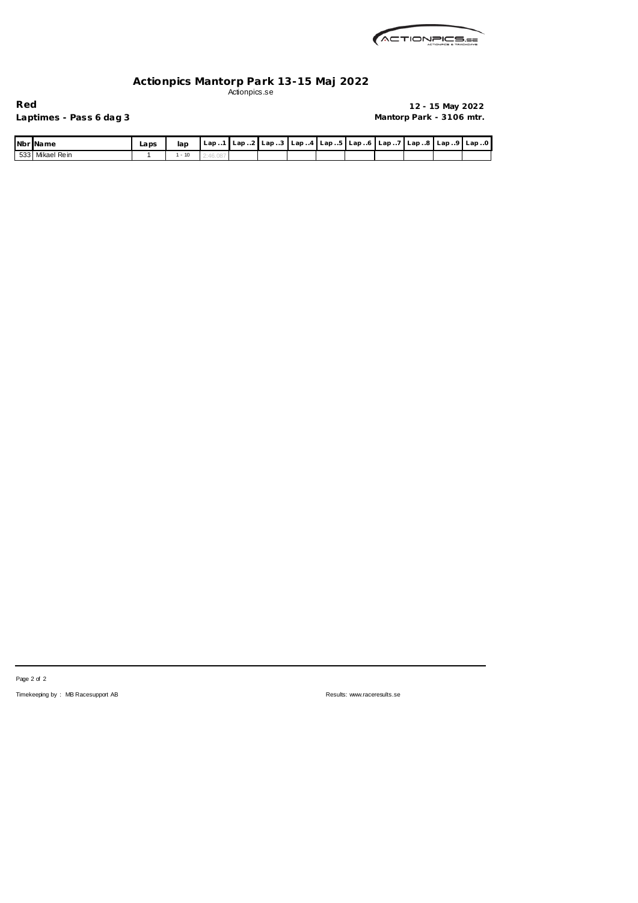# Actionpics Mantorp Park 13-15 Maj 2022

Actionpics.se

**Red**

**Laptimes - Pass 6 dag 3**

**12 - 15 May 2022**

**Mantorp Park - 3106 mtr.**

| Nbr | Name | Laps | lap | Lap..1 | Lap..2 | Lap..3 | Lap..4 | Lap..5 | Lap..6 | Lap..7 | Lap..8 | Lap..9 | Lap..0 |
|---|---|---|---|---|---|---|---|---|---|---|---|---|---|
| 533 | Mikael Rein | 1 | 1 - 10 | 2:46.087 | | | | | | | | | |

Timekeeping by : MB Racesupport AB

Results: www.raceresults.se